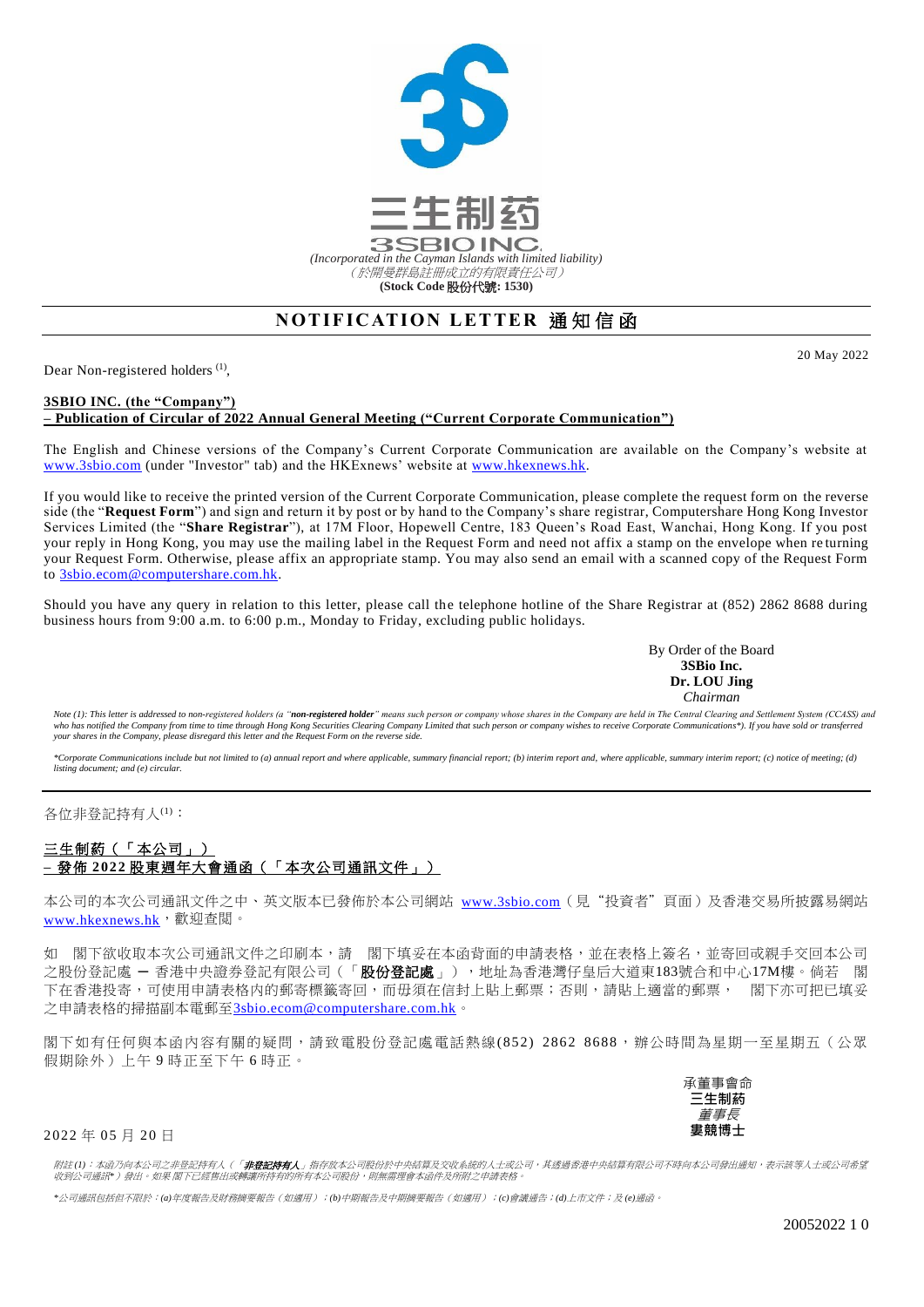三生制药

3SBIO INC.

*(Incorporated in the Cayman Islands with limited liability)*

*（於開曼群島註冊成立的有限責任公司）*

**(Stock Code 股份代號: 1530)**

# NOTIFICATION LETTER 通知信函

20 May 2022

Dear Non-registered holders [(1)],

**3SBIO INC. (the "Company")**
**– Publication of Circular of 2022 Annual General Meeting ("Current Corporate Communication")**

The English and Chinese versions of the Company's Current Corporate Communication are available on the Company's website at www.3sbio.com (under "Investor" tab) and the HKExnews' website at www.hkexnews.hk.

If you would like to receive the printed version of the Current Corporate Communication, please complete the request form on the reverse side (the "**Request Form**") and sign and return it by post or by hand to the Company's share registrar, Computershare Hong Kong Investor Services Limited (the "**Share Registrar**"), at 17M Floor, Hopewell Centre, 183 Queen's Road East, Wanchai, Hong Kong. If you post your reply in Hong Kong, you may use the mailing label in the Request Form and need not affix a stamp on the envelope when returning your Request Form. Otherwise, please affix an appropriate stamp. You may also send an email with a scanned copy of the Request Form to 3sbio.ecom@computershare.com.hk.

Should you have any query in relation to this letter, please call the telephone hotline of the Share Registrar at (852) 2862 8688 during business hours from 9:00 a.m. to 6:00 p.m., Monday to Friday, excluding public holidays.

By Order of the Board
**3SBio Inc.**
**Dr. LOU Jing**
*Chairman*

*Note (1): This letter is addressed to non-registered holders (a "**non-registered holder**" means such person or company whose shares in the Company are held in The Central Clearing and Settlement System (CCASS) and who has notified the Company from time to time through Hong Kong Securities Clearing Company Limited that such person or company wishes to receive Corporate Communications\*). If you have sold or transferred your shares in the Company, please disregard this letter and the Request Form on the reverse side.*

*\*Corporate Communications include but not limited to (a) annual report and where applicable, summary financial report; (b) interim report and, where applicable, summary interim report; (c) notice of meeting; (d) listing document; and (e) circular.*

---

各位非登記持有人[(1)]：

**三生制药（「本公司」）**
**– 發佈 2022 股東週年大會通函（「本次公司通訊文件」）**

本公司的本次公司通訊文件之中、英文版本已發佈於本公司網站 www.3sbio.com（見"投資者"頁面）及香港交易所披露易網站 www.hkexnews.hk，歡迎查閱。

如 閣下欲收取本次公司通訊文件之印刷本，請 閣下填妥在本函背面的申請表格，並在表格上簽名，並寄回或親手交回本公司之股份登記處 ─ 香港中央證券登記有限公司（「**股份登記處**」），地址為香港灣仔皇后大道東183號合和中心17M樓。倘若 閣下在香港投寄，可使用申請表格內的郵寄標籤寄回，而毋須在信封上貼上郵票；否則，請貼上適當的郵票， 閣下亦可把已填妥之申請表格的掃描副本電郵至3sbio.ecom@computershare.com.hk。

閣下如有任何與本函內容有關的疑問，請致電股份登記處電話熱線(852) 2862 8688，辦公時間為星期一至星期五（公眾假期除外）上午 9 時正至下午 6 時正。

承董事會命
**三生制药**
*董事長*
**婁競博士**

2022 年 05 月 20 日

*附註(1)：本函乃向本公司之非登記持有人（「**非登記持有人**」指存放本公司股份於中央結算及交收系統的人士或公司，其透過香港中央結算有限公司不時向本公司發出通知，表示該等人士或公司希望收到公司通訊\*）發出。如果 閣下已經售出或轉讓所持有的所有本公司股份，則無需理會本函件及所附之申請表格。*

*\*公司通訊包括但不限於：(a)年度報告及財務摘要報告（如適用）；(b)中期報告及中期摘要報告（如適用）；(c)會議通告；(d)上市文件；及(e)通函。*

20052022 1 0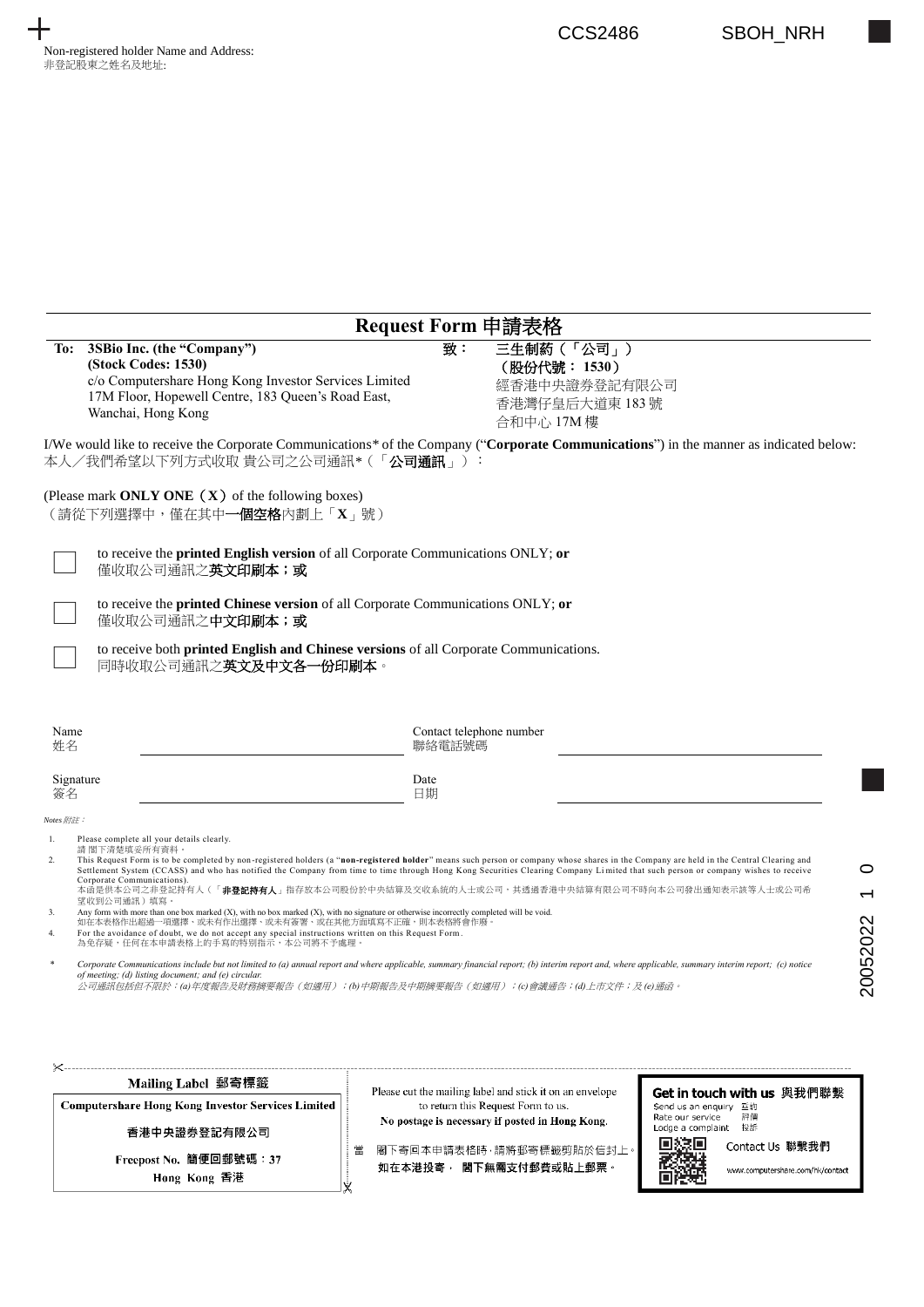CCS2486 SBOH_NRH

Non-registered holder Name and Address:
非登記股東之姓名及地址:

## Request Form 申請表格

**To: 3SBio Inc. (the "Company")**
**(Stock Codes: 1530)**
c/o Computershare Hong Kong Investor Services Limited
17M Floor, Hopewell Centre, 183 Queen's Road East,
Wanchai, Hong Kong

**致： 三生制葯（「公司」）**
**（股份代號： 1530）**
經香港中央證券登記有限公司
香港灣仔皇后大道東 183 號
合和中心 17M 樓

I/We would like to receive the Corporate Communications* of the Company ("**Corporate Communications**") in the manner as indicated below:
本人／我們希望以下列方式收取 貴公司之公司通訊*（「**公司通訊**」）：

(Please mark **ONLY ONE** (**X**) of the following boxes)
（請從下列選擇中，僅在其中**一個空格**內劃上「**X**」號）

☐ to receive the **printed English version** of all Corporate Communications ONLY; **or**
僅收取公司通訊之**英文印刷本；或**

☐ to receive the **printed Chinese version** of all Corporate Communications ONLY; **or**
僅收取公司通訊之**中文印刷本；或**

☐ to receive both **printed English and Chinese versions** of all Corporate Communications.
同時收取公司通訊之**英文及中文各一份印刷本**。

Name 姓名 ____________________ Contact telephone number 聯絡電話號碼 ____________________

Signature 簽名 ____________________ Date 日期 ____________________

*Notes 附註：*

1. Please complete all your details clearly.
請 閣下清楚填妥所有資料。
2. This Request Form is to be completed by non-registered holders (a "**non-registered holder**" means such person or company whose shares in the Company are held in the Central Clearing and Settlement System (CCASS) and who has notified the Company from time to time through Hong Kong Securities Clearing Company Limited that such person or company wishes to receive Corporate Communications).
本函是供本公司之非登記持有人（「**非登記持有人**」指存放本公司股份於中央結算及交收系統的人士或公司，其透過香港中央結算有限公司不時向本公司發出通知表示該等人士或公司希望收到公司通訊）填寫。
3. Any form with more than one box marked (X), with no box marked (X), with no signature or otherwise incorrectly completed will be void.
如在本表格作出超過一項選擇、或未有作出選擇、或未有簽署、或在其他方面填寫不正確，則本表格將會作廢。
4. For the avoidance of doubt, we do not accept any special instructions written on this Request Form.
為免存疑，任何在本申請表格上的手寫的特別指示，本公司將不予處理。

\* *Corporate Communications include but not limited to (a) annual report and where applicable, summary financial report; (b) interim report and, where applicable, summary interim report; (c) notice of meeting; (d) listing document; and (e) circular.*
*公司通訊包括但不限於：(a)年度報告及財務摘要報告（如適用）；(b)中期報告及中期摘要報告（如適用）；(c)會議通告；(d)上市文件；及(e)通函。*

20052022 1 0

---

**Mailing Label 郵寄標籤**
**Computershare Hong Kong Investor Services Limited**
**香港中央證券登記有限公司**
**Freepost No. 簡便回郵號碼：37**
**Hong Kong 香港**

Please cut the mailing label and stick it on an envelope to return this Request Form to us.
**No postage is necessary if posted in Hong Kong.**

當 閣下寄回本申請表格時，請將郵寄標籤剪貼於信封上。
**如在本港投寄， 閣下無需支付郵費或貼上郵票。**

**Get in touch with us 與我們聯繫**
Send us an enquiry 查詢
Rate our service 評價
Lodge a complaint 投訴
Contact Us 聯繫我們
www.computershare.com/hk/contact